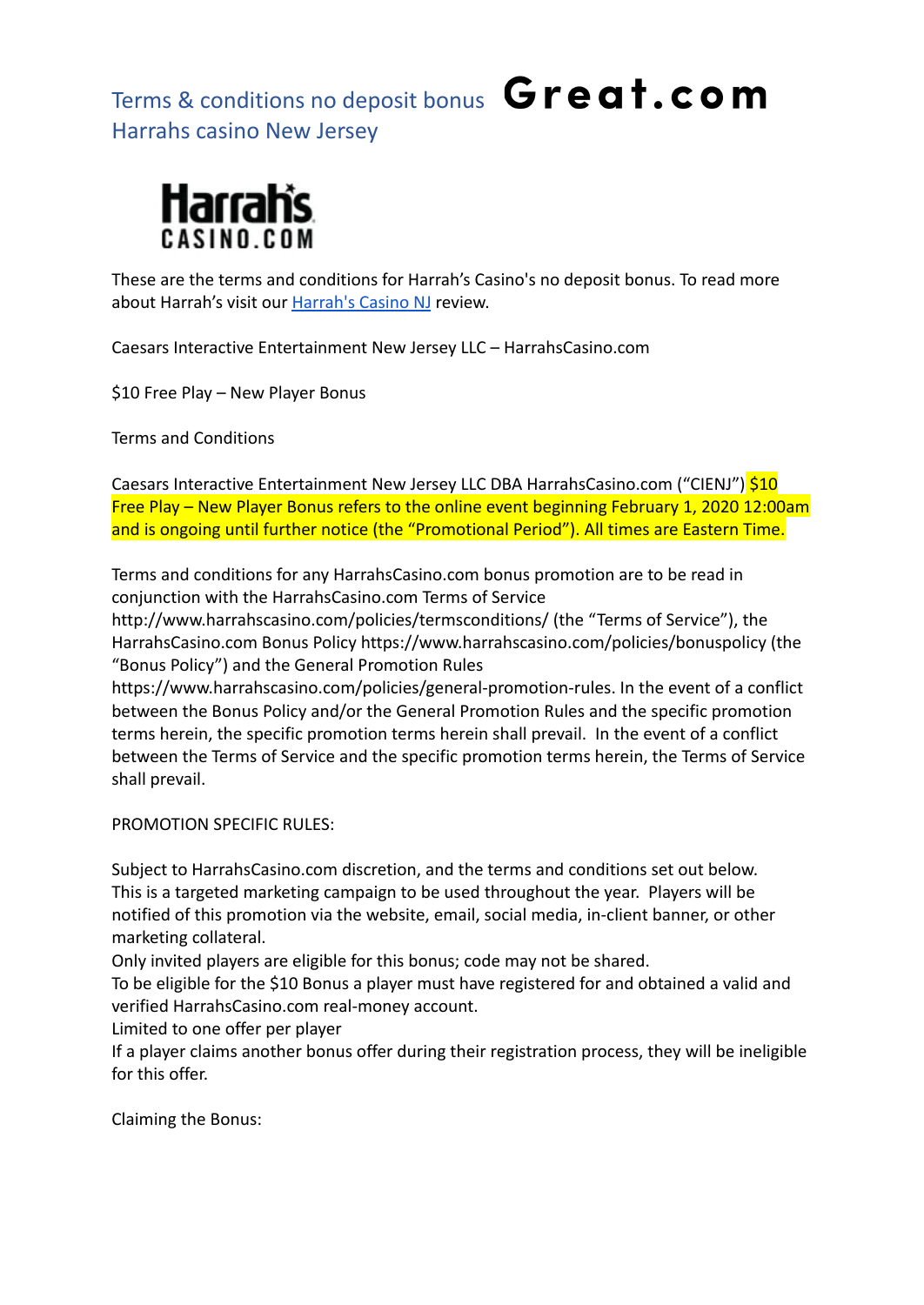# Terms & conditions no deposit bonus Harrahs casino New Jersey

**Great.com**

**Harrah's CASINO.COM**

These are the terms and conditions for Harrah's Casino's no deposit bonus. To read more about Harrah's visit our [Harrah's Casino NJ](#) review.

Caesars Interactive Entertainment New Jersey LLC – HarrahsCasino.com

$10 Free Play – New Player Bonus

Terms and Conditions

Caesars Interactive Entertainment New Jersey LLC DBA HarrahsCasino.com ("CIENJ") $10 Free Play – New Player Bonus refers to the online event beginning February 1, 2020 12:00am and is ongoing until further notice (the "Promotional Period"). All times are Eastern Time.

Terms and conditions for any HarrahsCasino.com bonus promotion are to be read in conjunction with the HarrahsCasino.com Terms of Service http://www.harrahscasino.com/policies/termsconditions/ (the "Terms of Service"), the HarrahsCasino.com Bonus Policy https://www.harrahscasino.com/policies/bonuspolicy (the "Bonus Policy") and the General Promotion Rules https://www.harrahscasino.com/policies/general-promotion-rules. In the event of a conflict between the Bonus Policy and/or the General Promotion Rules and the specific promotion terms herein, the specific promotion terms herein shall prevail. In the event of a conflict between the Terms of Service and the specific promotion terms herein, the Terms of Service shall prevail.

PROMOTION SPECIFIC RULES:

Subject to HarrahsCasino.com discretion, and the terms and conditions set out below.
This is a targeted marketing campaign to be used throughout the year. Players will be notified of this promotion via the website, email, social media, in-client banner, or other marketing collateral.
Only invited players are eligible for this bonus; code may not be shared.
To be eligible for the $10 Bonus a player must have registered for and obtained a valid and verified HarrahsCasino.com real-money account.
Limited to one offer per player
If a player claims another bonus offer during their registration process, they will be ineligible for this offer.

Claiming the Bonus: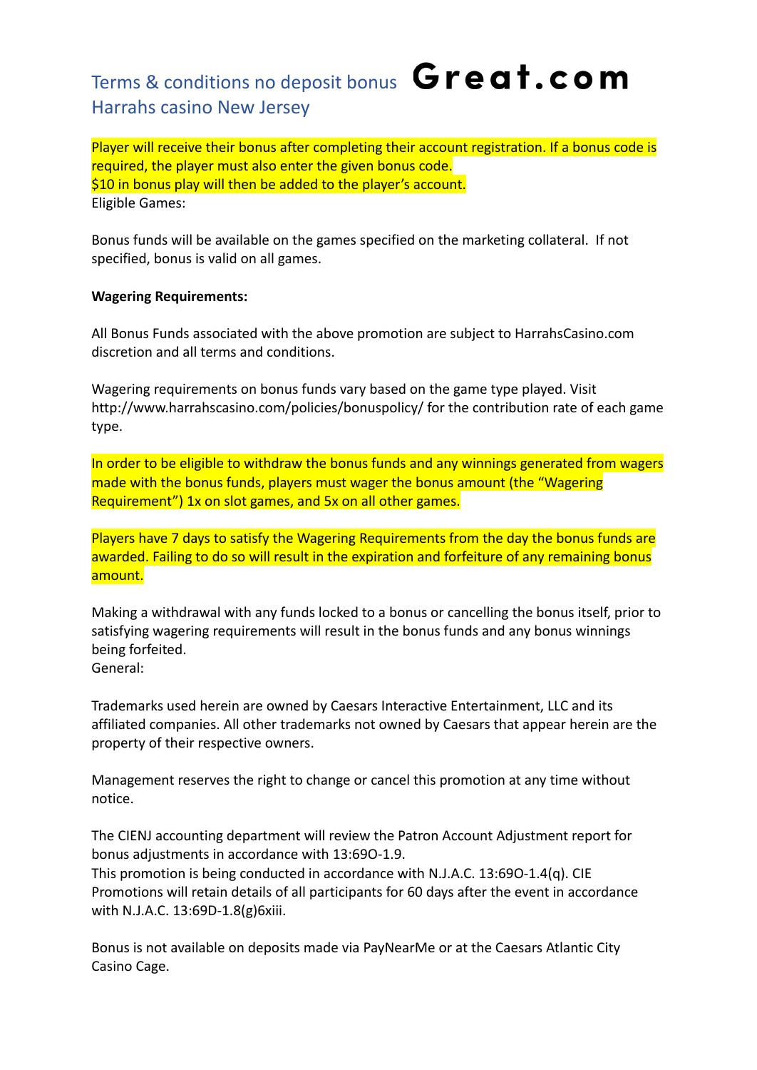# Terms & conditions no deposit bonus Harrahs casino New Jersey

**Great.com**

Player will receive their bonus after completing their account registration. If a bonus code is required, the player must also enter the given bonus code.
$10 in bonus play will then be added to the player's account.
Eligible Games:

Bonus funds will be available on the games specified on the marketing collateral. If not specified, bonus is valid on all games.

**Wagering Requirements:**

All Bonus Funds associated with the above promotion are subject to HarrahsCasino.com discretion and all terms and conditions.

Wagering requirements on bonus funds vary based on the game type played. Visit http://www.harrahscasino.com/policies/bonuspolicy/ for the contribution rate of each game type.

In order to be eligible to withdraw the bonus funds and any winnings generated from wagers made with the bonus funds, players must wager the bonus amount (the "Wagering Requirement") 1x on slot games, and 5x on all other games.

Players have 7 days to satisfy the Wagering Requirements from the day the bonus funds are awarded. Failing to do so will result in the expiration and forfeiture of any remaining bonus amount.

Making a withdrawal with any funds locked to a bonus or cancelling the bonus itself, prior to satisfying wagering requirements will result in the bonus funds and any bonus winnings being forfeited.
General:

Trademarks used herein are owned by Caesars Interactive Entertainment, LLC and its affiliated companies. All other trademarks not owned by Caesars that appear herein are the property of their respective owners.

Management reserves the right to change or cancel this promotion at any time without notice.

The CIENJ accounting department will review the Patron Account Adjustment report for bonus adjustments in accordance with 13:69O-1.9.
This promotion is being conducted in accordance with N.J.A.C. 13:69O-1.4(q). CIE Promotions will retain details of all participants for 60 days after the event in accordance with N.J.A.C. 13:69D-1.8(g)6xiii.

Bonus is not available on deposits made via PayNearMe or at the Caesars Atlantic City Casino Cage.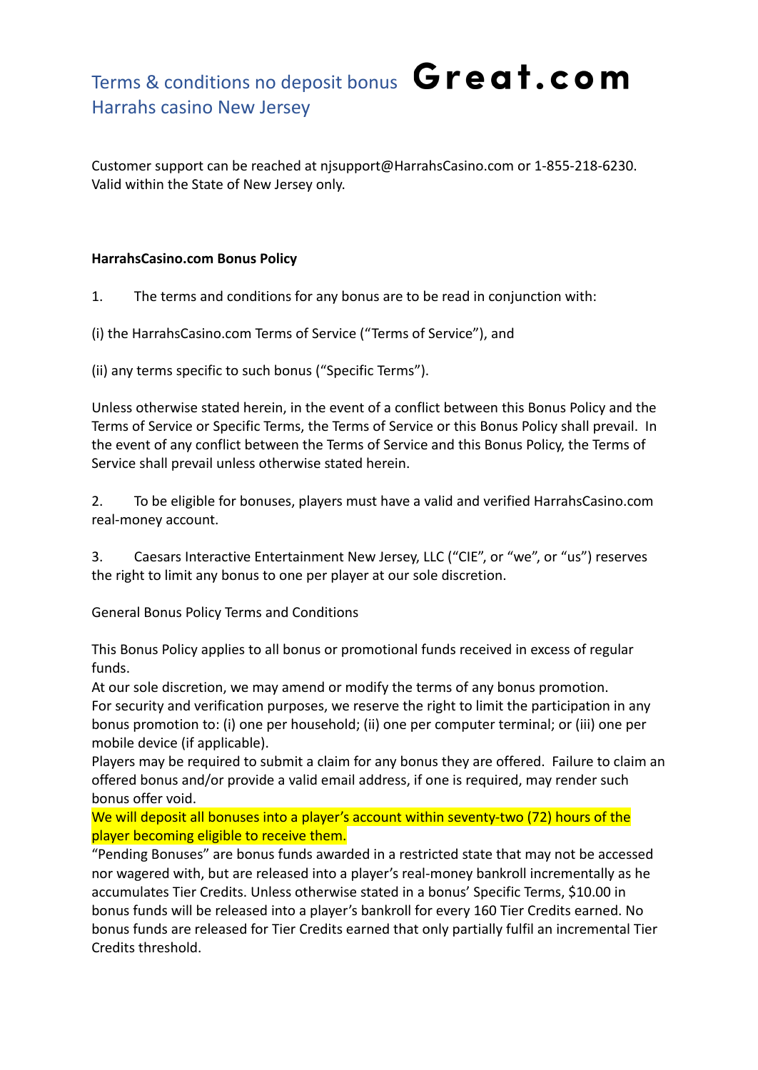Terms & conditions no deposit bonus Harrahs casino New Jersey **Great.com**

Customer support can be reached at njsupport@HarrahsCasino.com or 1-855-218-6230. Valid within the State of New Jersey only.

**HarrahsCasino.com Bonus Policy**

1. The terms and conditions for any bonus are to be read in conjunction with:

(i) the HarrahsCasino.com Terms of Service ("Terms of Service"), and

(ii) any terms specific to such bonus ("Specific Terms").

Unless otherwise stated herein, in the event of a conflict between this Bonus Policy and the Terms of Service or Specific Terms, the Terms of Service or this Bonus Policy shall prevail. In the event of any conflict between the Terms of Service and this Bonus Policy, the Terms of Service shall prevail unless otherwise stated herein.

2. To be eligible for bonuses, players must have a valid and verified HarrahsCasino.com real-money account.

3. Caesars Interactive Entertainment New Jersey, LLC ("CIE", or "we", or "us") reserves the right to limit any bonus to one per player at our sole discretion.

General Bonus Policy Terms and Conditions

This Bonus Policy applies to all bonus or promotional funds received in excess of regular funds.
At our sole discretion, we may amend or modify the terms of any bonus promotion.
For security and verification purposes, we reserve the right to limit the participation in any bonus promotion to: (i) one per household; (ii) one per computer terminal; or (iii) one per mobile device (if applicable).
Players may be required to submit a claim for any bonus they are offered. Failure to claim an offered bonus and/or provide a valid email address, if one is required, may render such bonus offer void.
We will deposit all bonuses into a player's account within seventy-two (72) hours of the player becoming eligible to receive them.
"Pending Bonuses" are bonus funds awarded in a restricted state that may not be accessed nor wagered with, but are released into a player's real-money bankroll incrementally as he accumulates Tier Credits. Unless otherwise stated in a bonus' Specific Terms, $10.00 in bonus funds will be released into a player's bankroll for every 160 Tier Credits earned. No bonus funds are released for Tier Credits earned that only partially fulfil an incremental Tier Credits threshold.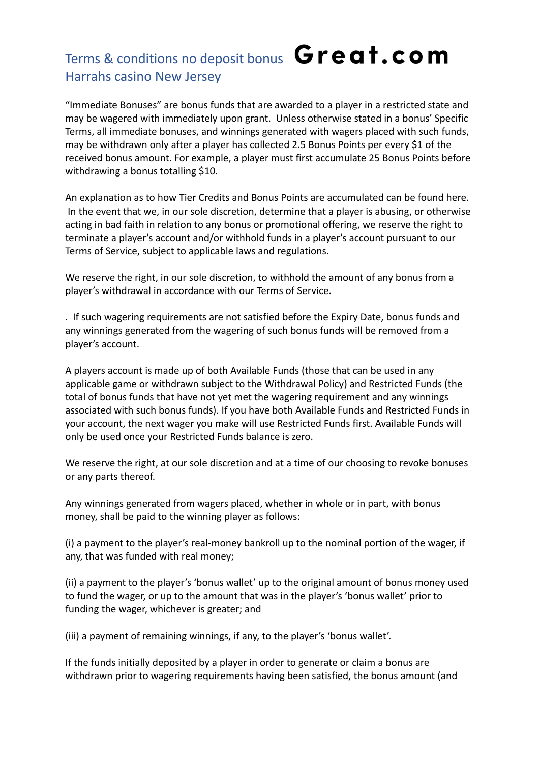# Terms & conditions no deposit bonus Harrahs casino New Jersey

**Great.com**

"Immediate Bonuses" are bonus funds that are awarded to a player in a restricted state and may be wagered with immediately upon grant. Unless otherwise stated in a bonus' Specific Terms, all immediate bonuses, and winnings generated with wagers placed with such funds, may be withdrawn only after a player has collected 2.5 Bonus Points per every $1 of the received bonus amount. For example, a player must first accumulate 25 Bonus Points before withdrawing a bonus totalling $10.

An explanation as to how Tier Credits and Bonus Points are accumulated can be found here. In the event that we, in our sole discretion, determine that a player is abusing, or otherwise acting in bad faith in relation to any bonus or promotional offering, we reserve the right to terminate a player's account and/or withhold funds in a player's account pursuant to our Terms of Service, subject to applicable laws and regulations.

We reserve the right, in our sole discretion, to withhold the amount of any bonus from a player's withdrawal in accordance with our Terms of Service.

. If such wagering requirements are not satisfied before the Expiry Date, bonus funds and any winnings generated from the wagering of such bonus funds will be removed from a player's account.

A players account is made up of both Available Funds (those that can be used in any applicable game or withdrawn subject to the Withdrawal Policy) and Restricted Funds (the total of bonus funds that have not yet met the wagering requirement and any winnings associated with such bonus funds). If you have both Available Funds and Restricted Funds in your account, the next wager you make will use Restricted Funds first. Available Funds will only be used once your Restricted Funds balance is zero.

We reserve the right, at our sole discretion and at a time of our choosing to revoke bonuses or any parts thereof.

Any winnings generated from wagers placed, whether in whole or in part, with bonus money, shall be paid to the winning player as follows:

(i) a payment to the player's real-money bankroll up to the nominal portion of the wager, if any, that was funded with real money;

(ii) a payment to the player's 'bonus wallet' up to the original amount of bonus money used to fund the wager, or up to the amount that was in the player's 'bonus wallet' prior to funding the wager, whichever is greater; and

(iii) a payment of remaining winnings, if any, to the player's 'bonus wallet'.

If the funds initially deposited by a player in order to generate or claim a bonus are withdrawn prior to wagering requirements having been satisfied, the bonus amount (and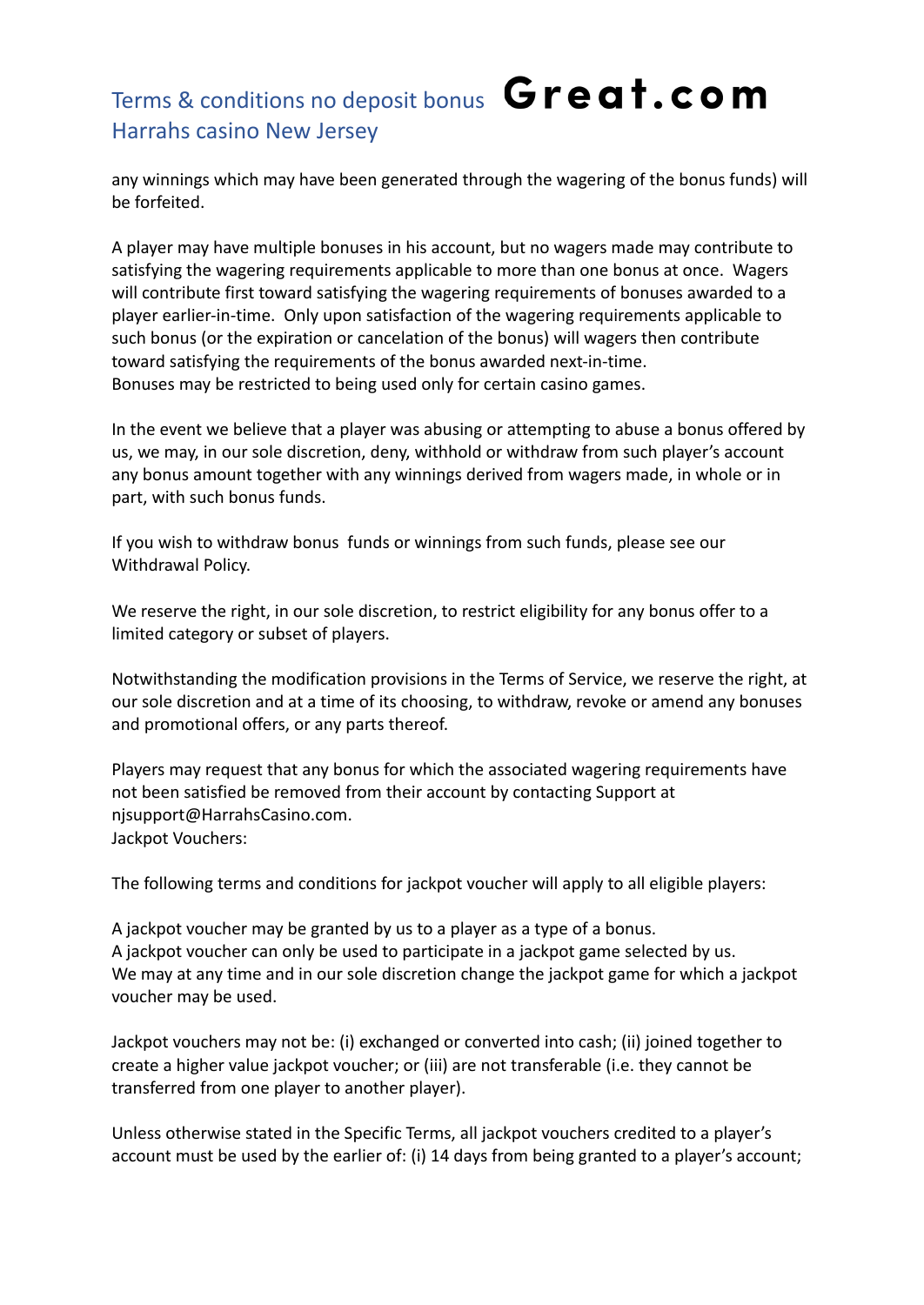any winnings which may have been generated through the wagering of the bonus funds) will be forfeited.

A player may have multiple bonuses in his account, but no wagers made may contribute to satisfying the wagering requirements applicable to more than one bonus at once. Wagers will contribute first toward satisfying the wagering requirements of bonuses awarded to a player earlier-in-time. Only upon satisfaction of the wagering requirements applicable to such bonus (or the expiration or cancelation of the bonus) will wagers then contribute toward satisfying the requirements of the bonus awarded next-in-time.
Bonuses may be restricted to being used only for certain casino games.

In the event we believe that a player was abusing or attempting to abuse a bonus offered by us, we may, in our sole discretion, deny, withhold or withdraw from such player's account any bonus amount together with any winnings derived from wagers made, in whole or in part, with such bonus funds.

If you wish to withdraw bonus funds or winnings from such funds, please see our Withdrawal Policy.

We reserve the right, in our sole discretion, to restrict eligibility for any bonus offer to a limited category or subset of players.

Notwithstanding the modification provisions in the Terms of Service, we reserve the right, at our sole discretion and at a time of its choosing, to withdraw, revoke or amend any bonuses and promotional offers, or any parts thereof.

Players may request that any bonus for which the associated wagering requirements have not been satisfied be removed from their account by contacting Support at njsupport@HarrahsCasino.com.
Jackpot Vouchers:

The following terms and conditions for jackpot voucher will apply to all eligible players:

A jackpot voucher may be granted by us to a player as a type of a bonus.
A jackpot voucher can only be used to participate in a jackpot game selected by us.
We may at any time and in our sole discretion change the jackpot game for which a jackpot voucher may be used.

Jackpot vouchers may not be: (i) exchanged or converted into cash; (ii) joined together to create a higher value jackpot voucher; or (iii) are not transferable (i.e. they cannot be transferred from one player to another player).

Unless otherwise stated in the Specific Terms, all jackpot vouchers credited to a player's account must be used by the earlier of: (i) 14 days from being granted to a player's account;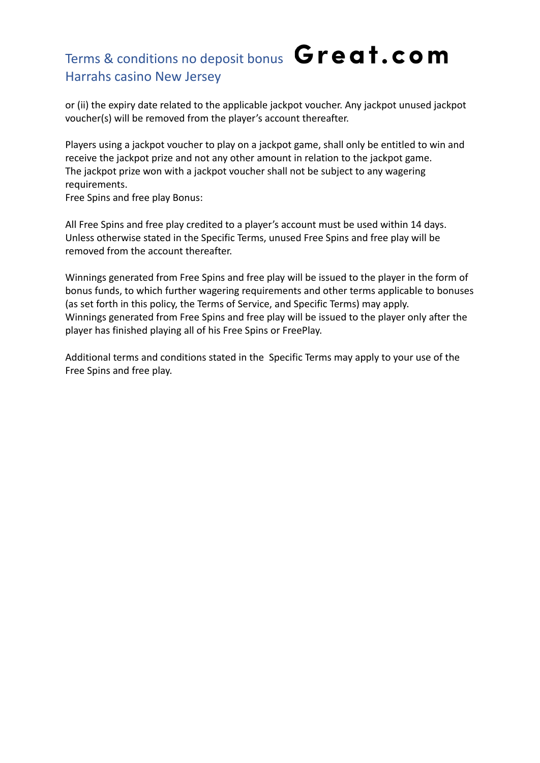or (ii) the expiry date related to the applicable jackpot voucher. Any jackpot unused jackpot voucher(s) will be removed from the player's account thereafter.

Players using a jackpot voucher to play on a jackpot game, shall only be entitled to win and receive the jackpot prize and not any other amount in relation to the jackpot game.
The jackpot prize won with a jackpot voucher shall not be subject to any wagering requirements.
Free Spins and free play Bonus:

All Free Spins and free play credited to a player's account must be used within 14 days. Unless otherwise stated in the Specific Terms, unused Free Spins and free play will be removed from the account thereafter.

Winnings generated from Free Spins and free play will be issued to the player in the form of bonus funds, to which further wagering requirements and other terms applicable to bonuses (as set forth in this policy, the Terms of Service, and Specific Terms) may apply.
Winnings generated from Free Spins and free play will be issued to the player only after the player has finished playing all of his Free Spins or FreePlay.

Additional terms and conditions stated in the Specific Terms may apply to your use of the Free Spins and free play.